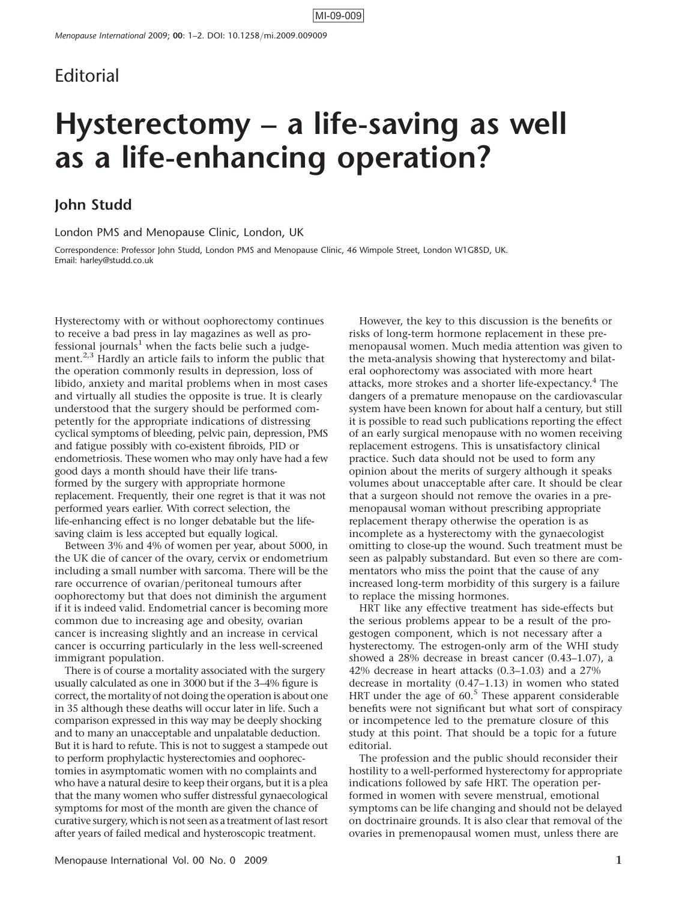Editorial

# Hysterectomy – a life-saving as well as a life-enhancing operation?

## John Studd

London PMS and Menopause Clinic, London, UK

Correspondence: Professor John Studd, London PMS and Menopause Clinic, 46 Wimpole Street, London W1G8SD, UK. Email: harley@studd.co.uk

Hysterectomy with or without oophorectomy continues to receive a bad press in lay magazines as well as professional journals[1] when the facts belie such a judgement.[2,3] Hardly an article fails to inform the public that the operation commonly results in depression, loss of libido, anxiety and marital problems when in most cases and virtually all studies the opposite is true. It is clearly understood that the surgery should be performed competently for the appropriate indications of distressing cyclical symptoms of bleeding, pelvic pain, depression, PMS and fatigue possibly with co-existent fibroids, PID or endometriosis. These women who may only have had a few good days a month should have their life transformed by the surgery with appropriate hormone replacement. Frequently, their one regret is that it was not performed years earlier. With correct selection, the life-enhancing effect is no longer debatable but the life-saving claim is less accepted but equally logical.

Between 3% and 4% of women per year, about 5000, in the UK die of cancer of the ovary, cervix or endometrium including a small number with sarcoma. There will be the rare occurrence of ovarian/peritoneal tumours after oophorectomy but that does not diminish the argument if it is indeed valid. Endometrial cancer is becoming more common due to increasing age and obesity, ovarian cancer is increasing slightly and an increase in cervical cancer is occurring particularly in the less well-screened immigrant population.

There is of course a mortality associated with the surgery usually calculated as one in 3000 but if the 3–4% figure is correct, the mortality of not doing the operation is about one in 35 although these deaths will occur later in life. Such a comparison expressed in this way may be deeply shocking and to many an unacceptable and unpalatable deduction. But it is hard to refute. This is not to suggest a stampede out to perform prophylactic hysterectomies and oophorectomies in asymptomatic women with no complaints and who have a natural desire to keep their organs, but it is a plea that the many women who suffer distressful gynaecological symptoms for most of the month are given the chance of curative surgery, which is not seen as a treatment of last resort after years of failed medical and hysteroscopic treatment.

However, the key to this discussion is the benefits or risks of long-term hormone replacement in these premenopausal women. Much media attention was given to the meta-analysis showing that hysterectomy and bilateral oophorectomy was associated with more heart attacks, more strokes and a shorter life-expectancy.[4] The dangers of a premature menopause on the cardiovascular system have been known for about half a century, but still it is possible to read such publications reporting the effect of an early surgical menopause with no women receiving replacement estrogens. This is unsatisfactory clinical practice. Such data should not be used to form any opinion about the merits of surgery although it speaks volumes about unacceptable after care. It should be clear that a surgeon should not remove the ovaries in a premenopausal woman without prescribing appropriate replacement therapy otherwise the operation is as incomplete as a hysterectomy with the gynaecologist omitting to close-up the wound. Such treatment must be seen as palpably substandard. But even so there are commentators who miss the point that the cause of any increased long-term morbidity of this surgery is a failure to replace the missing hormones.

HRT like any effective treatment has side-effects but the serious problems appear to be a result of the progestogen component, which is not necessary after a hysterectomy. The estrogen-only arm of the WHI study showed a 28% decrease in breast cancer (0.43–1.07), a 42% decrease in heart attacks (0.3–1.03) and a 27% decrease in mortality (0.47–1.13) in women who stated HRT under the age of 60.[5] These apparent considerable benefits were not significant but what sort of conspiracy or incompetence led to the premature closure of this study at this point. That should be a topic for a future editorial.

The profession and the public should reconsider their hostility to a well-performed hysterectomy for appropriate indications followed by safe HRT. The operation performed in women with severe menstrual, emotional symptoms can be life changing and should not be delayed on doctrinaire grounds. It is also clear that removal of the ovaries in premenopausal women must, unless there are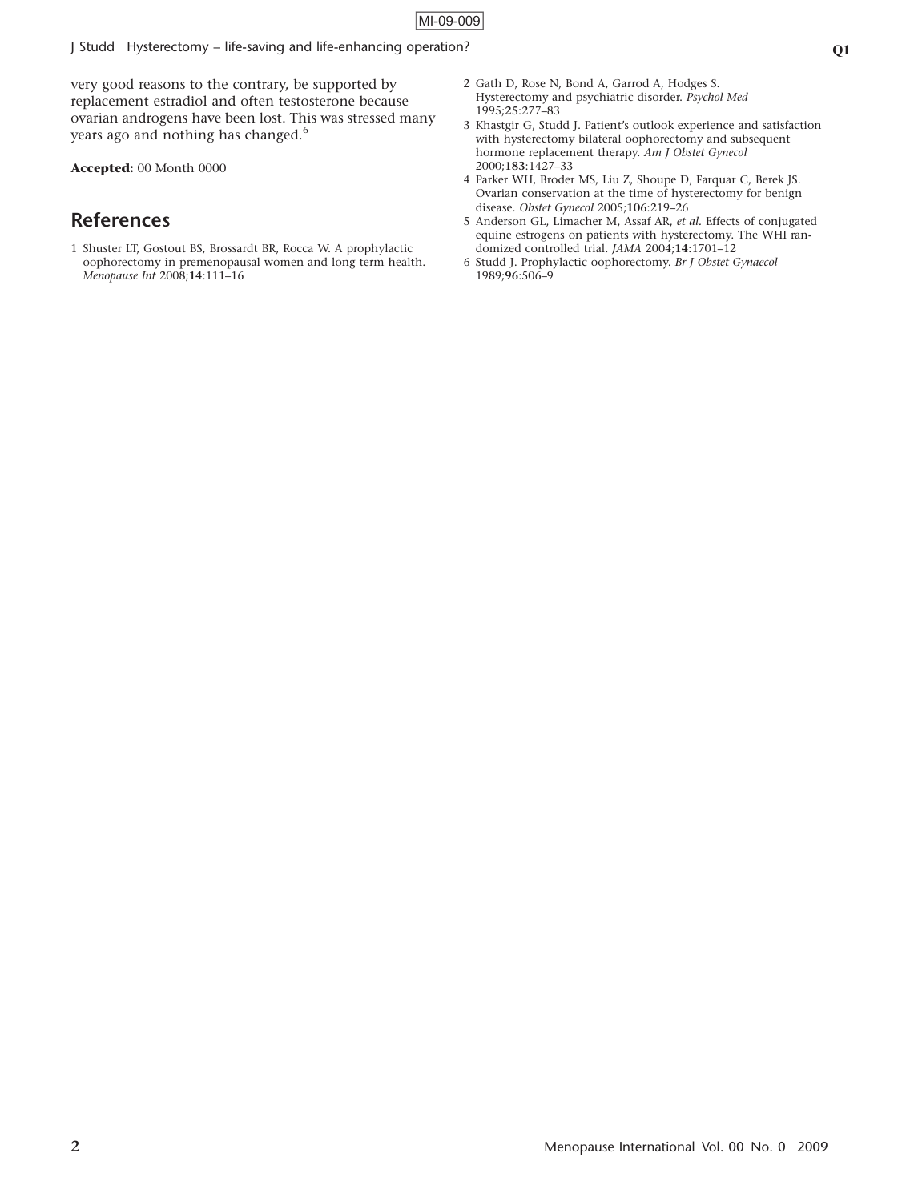very good reasons to the contrary, be supported by replacement estradiol and often testosterone because ovarian androgens have been lost. This was stressed many years ago and nothing has changed.[6]

**Accepted:** 00 Month 0000

## References

1. Shuster LT, Gostout BS, Brossardt BR, Rocca W. A prophylactic oophorectomy in premenopausal women and long term health. *Menopause Int* 2008;**14**:111–16
2. Gath D, Rose N, Bond A, Garrod A, Hodges S. Hysterectomy and psychiatric disorder. *Psychol Med* 1995;**25**:277–83
3. Khastgir G, Studd J. Patient's outlook experience and satisfaction with hysterectomy bilateral oophorectomy and subsequent hormone replacement therapy. *Am J Obstet Gynecol* 2000;**183**:1427–33
4. Parker WH, Broder MS, Liu Z, Shoupe D, Farquar C, Berek JS. Ovarian conservation at the time of hysterectomy for benign disease. *Obstet Gynecol* 2005;**106**:219–26
5. Anderson GL, Limacher M, Assaf AR, *et al*. Effects of conjugated equine estrogens on patients with hysterectomy. The WHI randomized controlled trial. *JAMA* 2004;**14**:1701–12
6. Studd J. Prophylactic oophorectomy. *Br J Obstet Gynaecol* 1989;**96**:506–9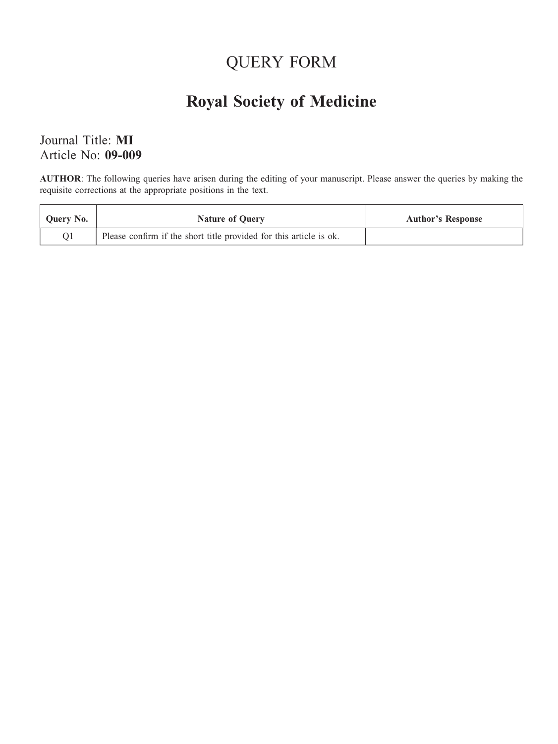# QUERY FORM

## Royal Society of Medicine

Journal Title: **MI**
Article No: **09-009**

**AUTHOR**: The following queries have arisen during the editing of your manuscript. Please answer the queries by making the requisite corrections at the appropriate positions in the text.

| Query No. | Nature of Query | Author's Response |
|---|---|---|
| Q1 | Please confirm if the short title provided for this article is ok. | |